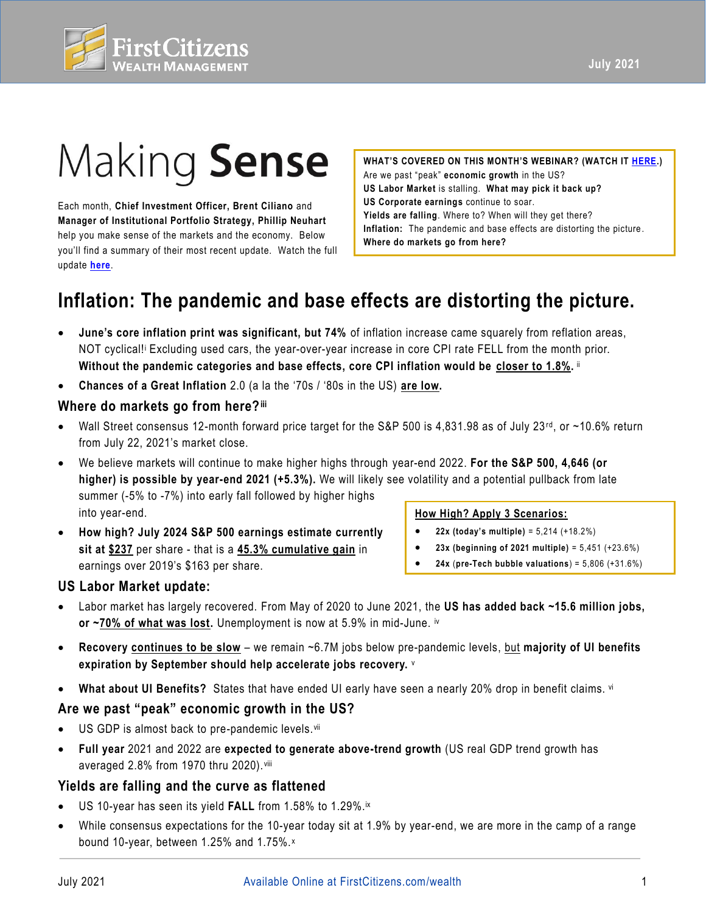# Making **Sense**

Each month, **Chief Investment Officer, Brent Ciliano** and **Manager of Institutional Portfolio Strategy, Phillip Neuhart** help you make sense of the markets and the economy. Below you'll find a summary of their most recent update. Watch the full update **here**.

> **WHAT'S COVERED ON THIS MONTH'S WEBINAR? (WATCH IT HERE.)**
> Are we past "peak" **economic growth** in the US?
> **US Labor Market** is stalling. **What may pick it back up?**
> **US Corporate earnings** continue to soar.
> **Yields are falling**. Where to? When will they get there?
> **Inflation:** The pandemic and base effects are distorting the picture.
> **Where do markets go from here?**

## Inflation: The pandemic and base effects are distorting the picture.

- **June's core inflation print was significant, but 74%** of inflation increase came squarely from reflation areas, NOT cyclical![i] Excluding used cars, the year-over-year increase in core CPI rate FELL from the month prior. **Without the pandemic categories and base effects, core CPI inflation would be closer to 1.8%.** [ii]
- **Chances of a Great Inflation** 2.0 (a la the '70s / '80s in the US) **are low.**

### Where do markets go from here?[iii]

- Wall Street consensus 12-month forward price target for the S&P 500 is 4,831.98 as of July 23rd, or ~10.6% return from July 22, 2021's market close.
- We believe markets will continue to make higher highs through year-end 2022. **For the S&P 500, 4,646 (or higher) is possible by year-end 2021 (+5.3%).** We will likely see volatility and a potential pullback from late summer (-5% to -7%) into early fall followed by higher highs into year-end.
- **How high? July 2024 S&P 500 earnings estimate currently sit at $237** per share - that is a **45.3% cumulative gain** in earnings over 2019's $163 per share.

> **How High? Apply 3 Scenarios:**
> - **22x (today's multiple)** = 5,214 (+18.2%)
> - **23x (beginning of 2021 multiple)** = 5,451 (+23.6%)
> - **24x (pre-Tech bubble valuations)** = 5,806 (+31.6%)

### US Labor Market update:

- Labor market has largely recovered. From May of 2020 to June 2021, the **US has added back ~15.6 million jobs, or ~70% of what was lost.** Unemployment is now at 5.9% in mid-June. [iv]
- **Recovery continues to be slow** – we remain ~6.7M jobs below pre-pandemic levels, but **majority of UI benefits expiration by September should help accelerate jobs recovery.** [v]
- **What about UI Benefits?** States that have ended UI early have seen a nearly 20% drop in benefit claims. [vi]

### Are we past "peak" economic growth in the US?

- US GDP is almost back to pre-pandemic levels.[vii]
- **Full year** 2021 and 2022 are **expected to generate above-trend growth** (US real GDP trend growth has averaged 2.8% from 1970 thru 2020).[viii]

### Yields are falling and the curve as flattened

- US 10-year has seen its yield **FALL** from 1.58% to 1.29%.[ix]
- While consensus expectations for the 10-year today sit at 1.9% by year-end, we are more in the camp of a range bound 10-year, between 1.25% and 1.75%.[x]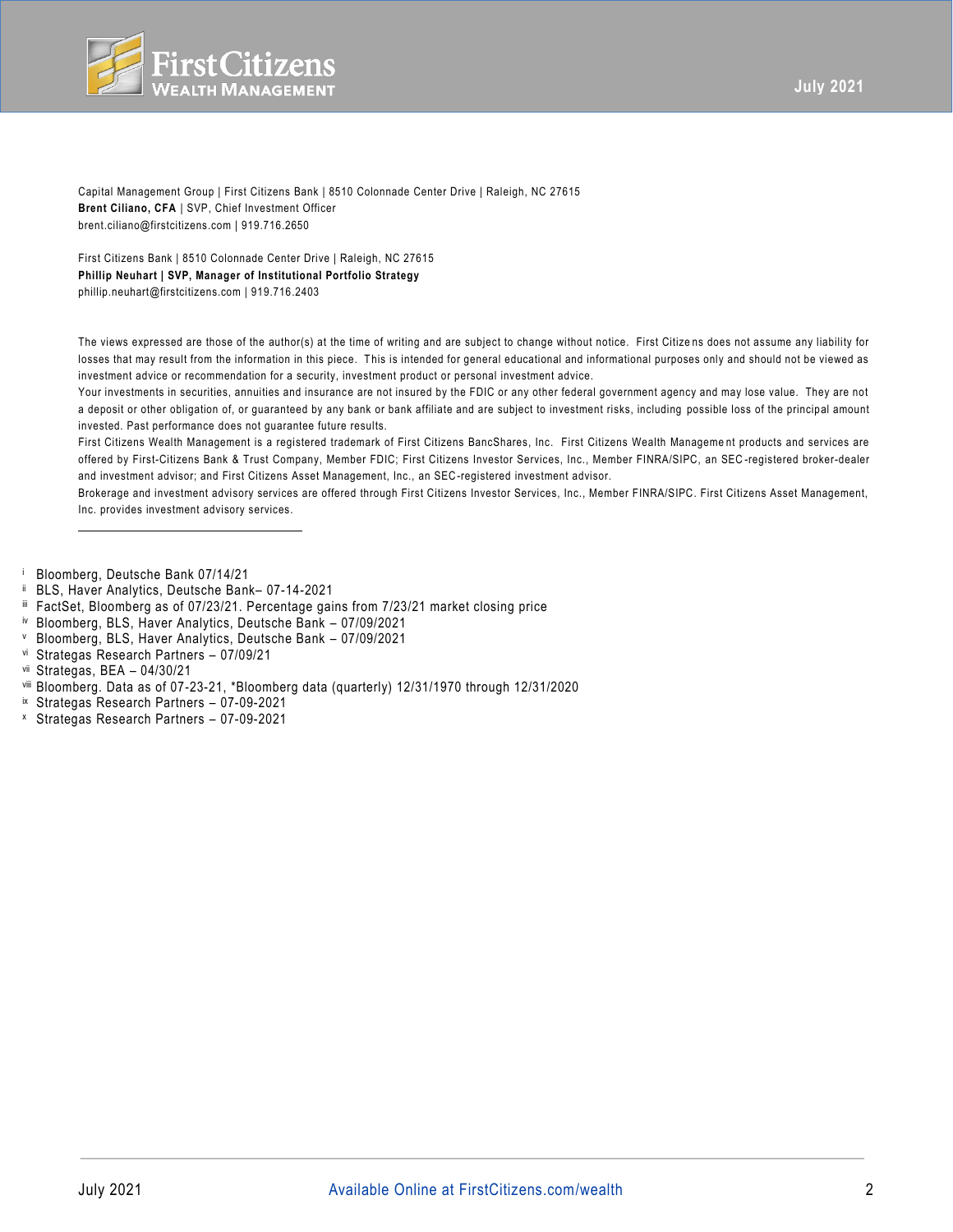Capital Management Group | First Citizens Bank | 8510 Colonnade Center Drive | Raleigh, NC 27615
**Brent Ciliano, CFA** | SVP, Chief Investment Officer
brent.ciliano@firstcitizens.com | 919.716.2650

First Citizens Bank | 8510 Colonnade Center Drive | Raleigh, NC 27615
**Phillip Neuhart | SVP, Manager of Institutional Portfolio Strategy**
phillip.neuhart@firstcitizens.com | 919.716.2403

The views expressed are those of the author(s) at the time of writing and are subject to change without notice. First Citizens does not assume any liability for losses that may result from the information in this piece. This is intended for general educational and informational purposes only and should not be viewed as investment advice or recommendation for a security, investment product or personal investment advice.
Your investments in securities, annuities and insurance are not insured by the FDIC or any other federal government agency and may lose value. They are not a deposit or other obligation of, or guaranteed by any bank or bank affiliate and are subject to investment risks, including possible loss of the principal amount invested. Past performance does not guarantee future results.
First Citizens Wealth Management is a registered trademark of First Citizens BancShares, Inc. First Citizens Wealth Management products and services are offered by First-Citizens Bank & Trust Company, Member FDIC; First Citizens Investor Services, Inc., Member FINRA/SIPC, an SEC-registered broker-dealer and investment advisor; and First Citizens Asset Management, Inc., an SEC-registered investment advisor.
Brokerage and investment advisory services are offered through First Citizens Investor Services, Inc., Member FINRA/SIPC. First Citizens Asset Management, Inc. provides investment advisory services.

---

[i] Bloomberg, Deutsche Bank 07/14/21
[ii] BLS, Haver Analytics, Deutsche Bank– 07-14-2021
[iii] FactSet, Bloomberg as of 07/23/21. Percentage gains from 7/23/21 market closing price
[iv] Bloomberg, BLS, Haver Analytics, Deutsche Bank – 07/09/2021
[v] Bloomberg, BLS, Haver Analytics, Deutsche Bank – 07/09/2021
[vi] Strategas Research Partners – 07/09/21
[vii] Strategas, BEA – 04/30/21
[viii] Bloomberg. Data as of 07-23-21, *Bloomberg data (quarterly) 12/31/1970 through 12/31/2020
[ix] Strategas Research Partners – 07-09-2021
[x] Strategas Research Partners – 07-09-2021